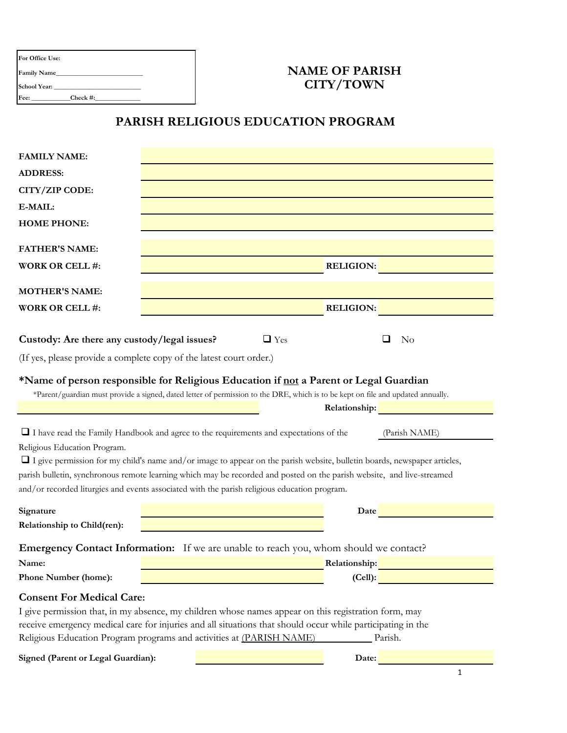**For Office Use:**

**Family Name**\_\_\_\_\_\_\_\_\_\_\_\_\_\_\_\_\_\_\_\_\_\_\_\_\_\_

**School Year:** \_\_\_\_\_\_\_\_\_\_\_\_\_\_\_\_\_\_\_\_\_\_\_\_\_\_

**Fee:** \_\_\_\_\_\_\_\_\_\_\_**Check #:**\_\_\_\_\_\_\_\_\_\_\_\_\_

# NAME OF PARISH
# CITY/TOWN

## PARISH RELIGIOUS EDUCATION PROGRAM

**FAMILY NAME:** \_\_\_\_\_\_\_\_\_\_\_\_\_\_\_\_\_\_\_\_\_\_\_\_\_\_\_\_\_\_

**ADDRESS:** \_\_\_\_\_\_\_\_\_\_\_\_\_\_\_\_\_\_\_\_\_\_\_\_\_\_\_\_\_\_

**CITY/ZIP CODE:** \_\_\_\_\_\_\_\_\_\_\_\_\_\_\_\_\_\_\_\_\_\_\_\_\_\_\_\_\_\_

**E-MAIL:** \_\_\_\_\_\_\_\_\_\_\_\_\_\_\_\_\_\_\_\_\_\_\_\_\_\_\_\_\_\_

**HOME PHONE:** \_\_\_\_\_\_\_\_\_\_\_\_\_\_\_\_\_\_\_\_\_\_\_\_\_\_\_\_\_\_

**FATHER'S NAME:** \_\_\_\_\_\_\_\_\_\_\_\_\_\_\_\_\_\_\_\_\_\_\_\_\_\_\_\_\_\_

**WORK OR CELL #:** \_\_\_\_\_\_\_\_\_\_\_\_\_\_\_\_\_\_\_\_ **RELIGION:** \_\_\_\_\_\_\_\_\_\_\_\_\_\_\_

**MOTHER'S NAME:** \_\_\_\_\_\_\_\_\_\_\_\_\_\_\_\_\_\_\_\_\_\_\_\_\_\_\_\_\_\_

**WORK OR CELL #:** \_\_\_\_\_\_\_\_\_\_\_\_\_\_\_\_\_\_\_\_ **RELIGION:** \_\_\_\_\_\_\_\_\_\_\_\_\_\_\_

**Custody: Are there any custody/legal issues?** ☐ Yes ☐ No

(If yes, please provide a complete copy of the latest court order.)

### *Name of person responsible for Religious Education if <u>not</u> a Parent or Legal Guardian

*Parent/guardian must provide a signed, dated letter of permission to the DRE, which is to be kept on file and updated annually.

\_\_\_\_\_\_\_\_\_\_\_\_\_\_\_\_\_\_\_\_\_\_\_\_\_\_\_\_\_\_ **Relationship:** \_\_\_\_\_\_\_\_\_\_\_\_\_\_\_

☐ I have read the Family Handbook and agree to the requirements and expectations of the (Parish NAME) Religious Education Program.

☐ I give permission for my child's name and/or image to appear on the parish website, bulletin boards, newspaper articles, parish bulletin, synchronous remote learning which may be recorded and posted on the parish website, and live-streamed and/or recorded liturgies and events associated with the parish religious education program.

**Signature** \_\_\_\_\_\_\_\_\_\_\_\_\_\_\_\_\_\_\_\_ **Date** \_\_\_\_\_\_\_\_\_\_\_\_\_\_\_

**Relationship to Child(ren):** \_\_\_\_\_\_\_\_\_\_\_\_\_\_\_\_\_\_\_\_

### Emergency Contact Information: If we are unable to reach you, whom should we contact?

**Name:** \_\_\_\_\_\_\_\_\_\_\_\_\_\_\_\_\_\_\_\_ **Relationship:** \_\_\_\_\_\_\_\_\_\_\_\_\_\_\_

**Phone Number (home):** \_\_\_\_\_\_\_\_\_\_\_\_\_\_\_\_\_\_\_\_ **(Cell):** \_\_\_\_\_\_\_\_\_\_\_\_\_\_\_

### Consent For Medical Care:

I give permission that, in my absence, my children whose names appear on this registration form, may receive emergency medical care for injuries and all situations that should occur while participating in the Religious Education Program programs and activities at <u>(PARISH NAME)</u> Parish.

**Signed (Parent or Legal Guardian):** \_\_\_\_\_\_\_\_\_\_\_\_\_\_\_\_\_\_\_\_ **Date:** \_\_\_\_\_\_\_\_\_\_\_\_\_\_\_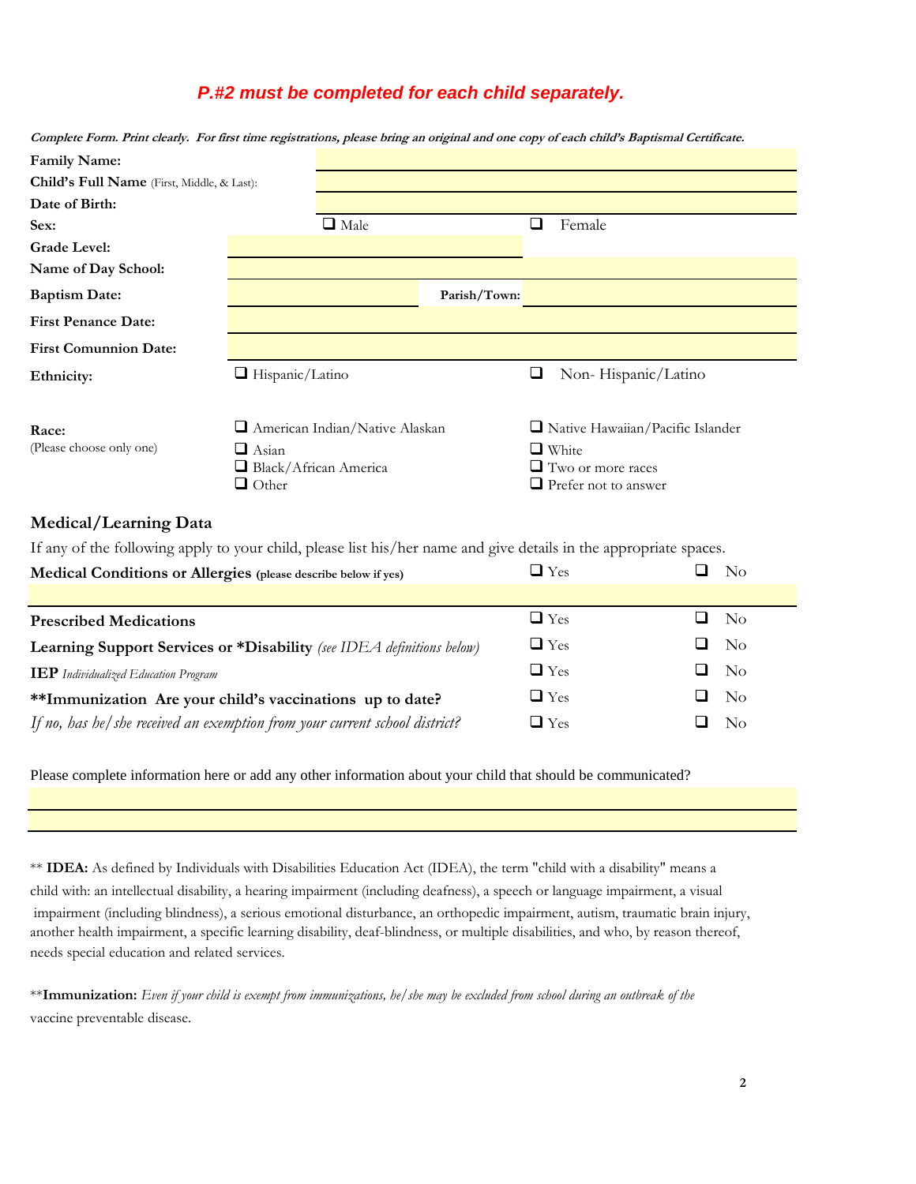**_P.#2 must be completed for each child separately._**

***Complete Form. Print clearly. For first time registrations, please bring an original and one copy of each child's Baptismal Certificate.***

| | | | |
|---|---|---|---|
| **Family Name:** | | | |
| **Child's Full Name** (First, Middle, & Last): | | | |
| **Date of Birth:** | | | |
| **Sex:** | ❑ Male | | ❑ Female |
| **Grade Level:** | | | |
| **Name of Day School:** | | | |
| **Baptism Date:** | | **Parish/Town:** | |
| **First Penance Date:** | | | |
| **First Comunnion Date:** | | | |
| **Ethnicity:** | ❑ Hispanic/Latino | | ❑ Non- Hispanic/Latino |
| **Race:** (Please choose only one) | ❑ American Indian/Native Alaskan<br>❑ Asian<br>❑ Black/African America<br>❑ Other | | ❑ Native Hawaiian/Pacific Islander<br>❑ White<br>❑ Two or more races<br>❑ Prefer not to answer |

## Medical/Learning Data

If any of the following apply to your child, please list his/her name and give details in the appropriate spaces.

| | | |
|---|---|---|
| **Medical Conditions or Allergies** (please describe below if yes) | ❑ Yes | ❑ No |
| | | |
| **Prescribed Medications** | ❑ Yes | ❑ No |
| **Learning Support Services or *Disability** *(see IDEA definitions below)* | ❑ Yes | ❑ No |
| **IEP** *Individualized Education Program* | ❑ Yes | ❑ No |
| ****Immunization Are your child's vaccinations up to date?** | ❑ Yes | ❑ No |
| *If no, has he/she received an exemption from your current school district?* | ❑ Yes | ❑ No |

Please complete information here or add any other information about your child that should be communicated?

** **IDEA:** As defined by Individuals with Disabilities Education Act (IDEA), the term "child with a disability" means a child with: an intellectual disability, a hearing impairment (including deafness), a speech or language impairment, a visual impairment (including blindness), a serious emotional disturbance, an orthopedic impairment, autism, traumatic brain injury, another health impairment, a specific learning disability, deaf-blindness, or multiple disabilities, and who, by reason thereof, needs special education and related services.

****Immunization:** *Even if your child is exempt from immunizations, he/she may be excluded from school during an outbreak of the* vaccine preventable disease.